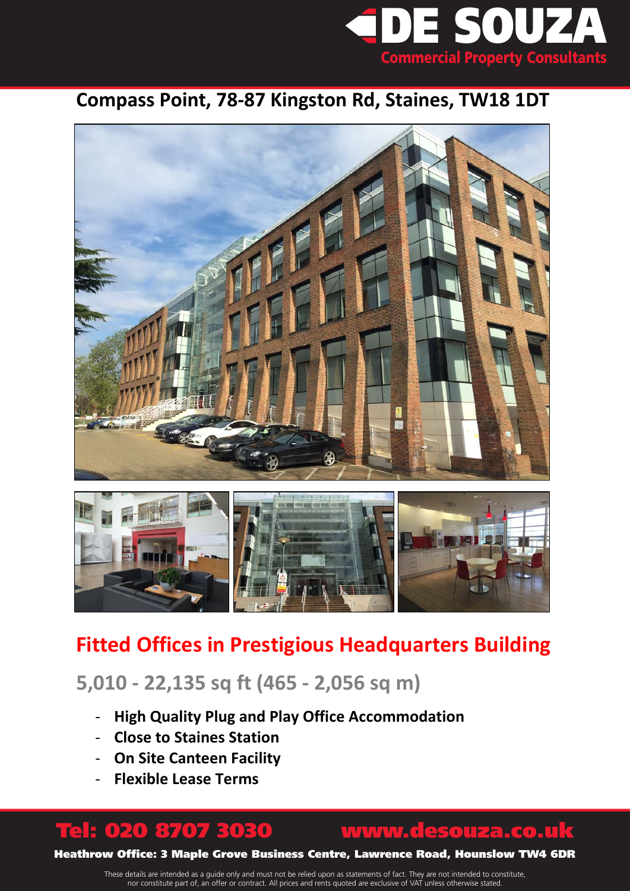DE SOUZA
Commercial Property Consultants

# Compass Point, 78-87 Kingston Rd, Staines, TW18 1DT

## Fitted Offices in Prestigious Headquarters Building

### 5,010 - 22,135 sq ft (465 - 2,056 sq m)

- **High Quality Plug and Play Office Accommodation**
- **Close to Staines Station**
- **On Site Canteen Facility**
- **Flexible Lease Terms**

**Tel: 020 8707 3030** **www.desouza.co.uk**

**Heathrow Office: 3 Maple Grove Business Centre, Lawrence Road, Hounslow TW4 6DR**

These details are intended as a guide only and must not be relied upon as statements of fact. They are not intended to constitute, nor constitute part of, an offer or contract. All prices and rents quoted are exclusive of VAT unless otherwise stated.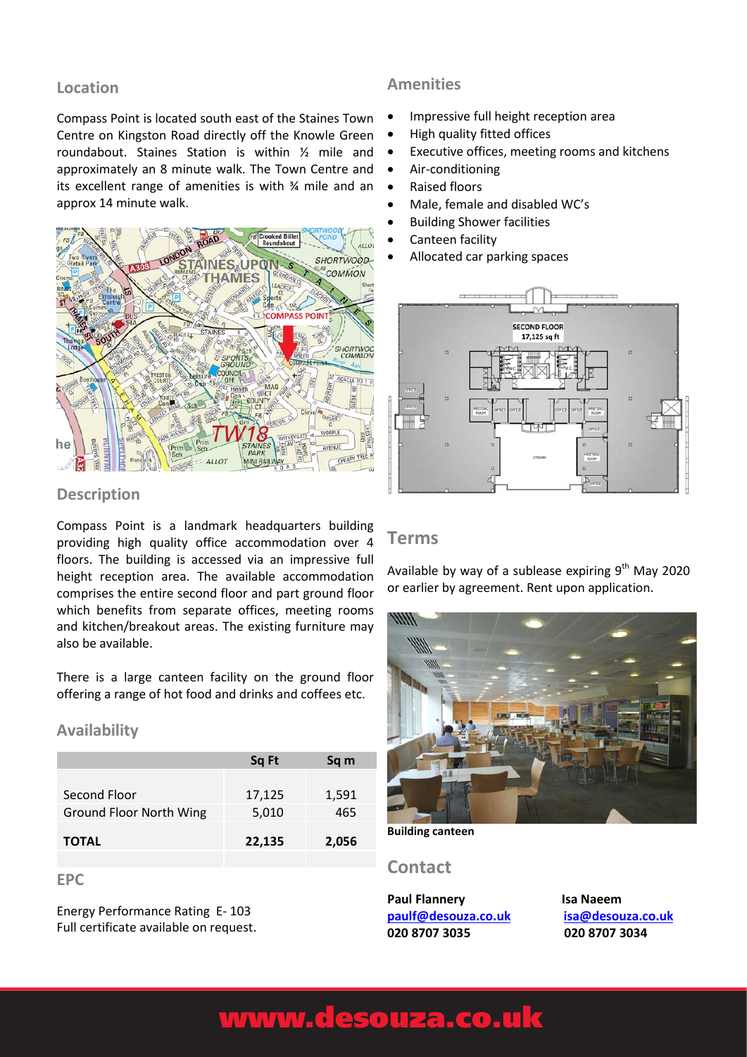## Location

Compass Point is located south east of the Staines Town Centre on Kingston Road directly off the Knowle Green roundabout. Staines Station is within ½ mile and approximately an 8 minute walk. The Town Centre and its excellent range of amenities is with ¾ mile and an approx 14 minute walk.

## Description

Compass Point is a landmark headquarters building providing high quality office accommodation over 4 floors. The building is accessed via an impressive full height reception area. The available accommodation comprises the entire second floor and part ground floor which benefits from separate offices, meeting rooms and kitchen/breakout areas. The existing furniture may also be available.

There is a large canteen facility on the ground floor offering a range of hot food and drinks and coffees etc.

## Availability

| | Sq Ft | Sq m |
|---|---|---|
| Second Floor | 17,125 | 1,591 |
| Ground Floor North Wing | 5,010 | 465 |
| **TOTAL** | **22,135** | **2,056** |

## EPC

Energy Performance Rating E- 103
Full certificate available on request.

## Amenities

- Impressive full height reception area
- High quality fitted offices
- Executive offices, meeting rooms and kitchens
- Air-conditioning
- Raised floors
- Male, female and disabled WC's
- Building Shower facilities
- Canteen facility
- Allocated car parking spaces

SECOND FLOOR
17,125 sq ft

## Terms

Available by way of a sublease expiring 9th May 2020 or earlier by agreement. Rent upon application.

**Building canteen**

## Contact

**Paul Flannery**
paulf@desouza.co.uk
**020 8707 3035**

**Isa Naeem**
isa@desouza.co.uk
**020 8707 3034**

**www.desouza.co.uk**